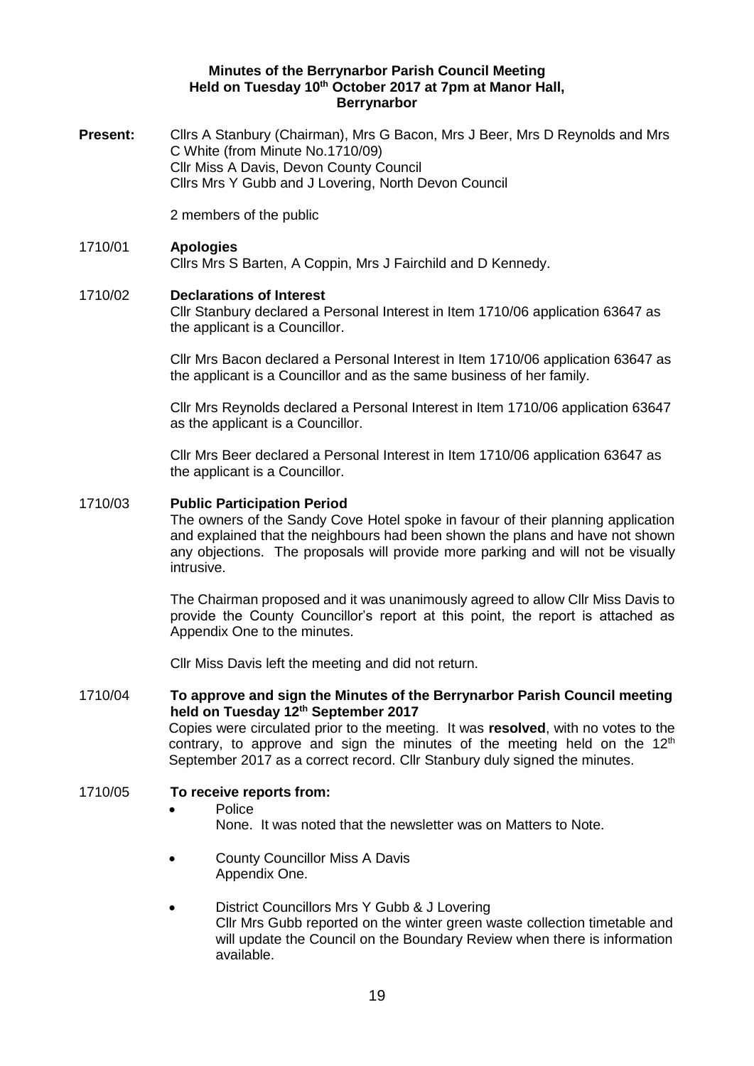# Minutes of the Berrynarbor Parish Council Meeting
## Held on Tuesday 10th October 2017 at 7pm at Manor Hall, Berrynarbor

**Present:** Cllrs A Stanbury (Chairman), Mrs G Bacon, Mrs J Beer, Mrs D Reynolds and Mrs C White (from Minute No.1710/09)
Cllr Miss A Davis, Devon County Council
Cllrs Mrs Y Gubb and J Lovering, North Devon Council

2 members of the public

**1710/01 Apologies**

Cllrs Mrs S Barten, A Coppin, Mrs J Fairchild and D Kennedy.

**1710/02 Declarations of Interest**

Cllr Stanbury declared a Personal Interest in Item 1710/06 application 63647 as the applicant is a Councillor.

Cllr Mrs Bacon declared a Personal Interest in Item 1710/06 application 63647 as the applicant is a Councillor and as the same business of her family.

Cllr Mrs Reynolds declared a Personal Interest in Item 1710/06 application 63647 as the applicant is a Councillor.

Cllr Mrs Beer declared a Personal Interest in Item 1710/06 application 63647 as the applicant is a Councillor.

**1710/03 Public Participation Period**

The owners of the Sandy Cove Hotel spoke in favour of their planning application and explained that the neighbours had been shown the plans and have not shown any objections. The proposals will provide more parking and will not be visually intrusive.

The Chairman proposed and it was unanimously agreed to allow Cllr Miss Davis to provide the County Councillor's report at this point, the report is attached as Appendix One to the minutes.

Cllr Miss Davis left the meeting and did not return.

**1710/04 To approve and sign the Minutes of the Berrynarbor Parish Council meeting held on Tuesday 12th September 2017**

Copies were circulated prior to the meeting. It was **resolved**, with no votes to the contrary, to approve and sign the minutes of the meeting held on the 12th September 2017 as a correct record. Cllr Stanbury duly signed the minutes.

**1710/05 To receive reports from:**

- Police
  None. It was noted that the newsletter was on Matters to Note.
- County Councillor Miss A Davis
  Appendix One.
- District Councillors Mrs Y Gubb & J Lovering
  Cllr Mrs Gubb reported on the winter green waste collection timetable and will update the Council on the Boundary Review when there is information available.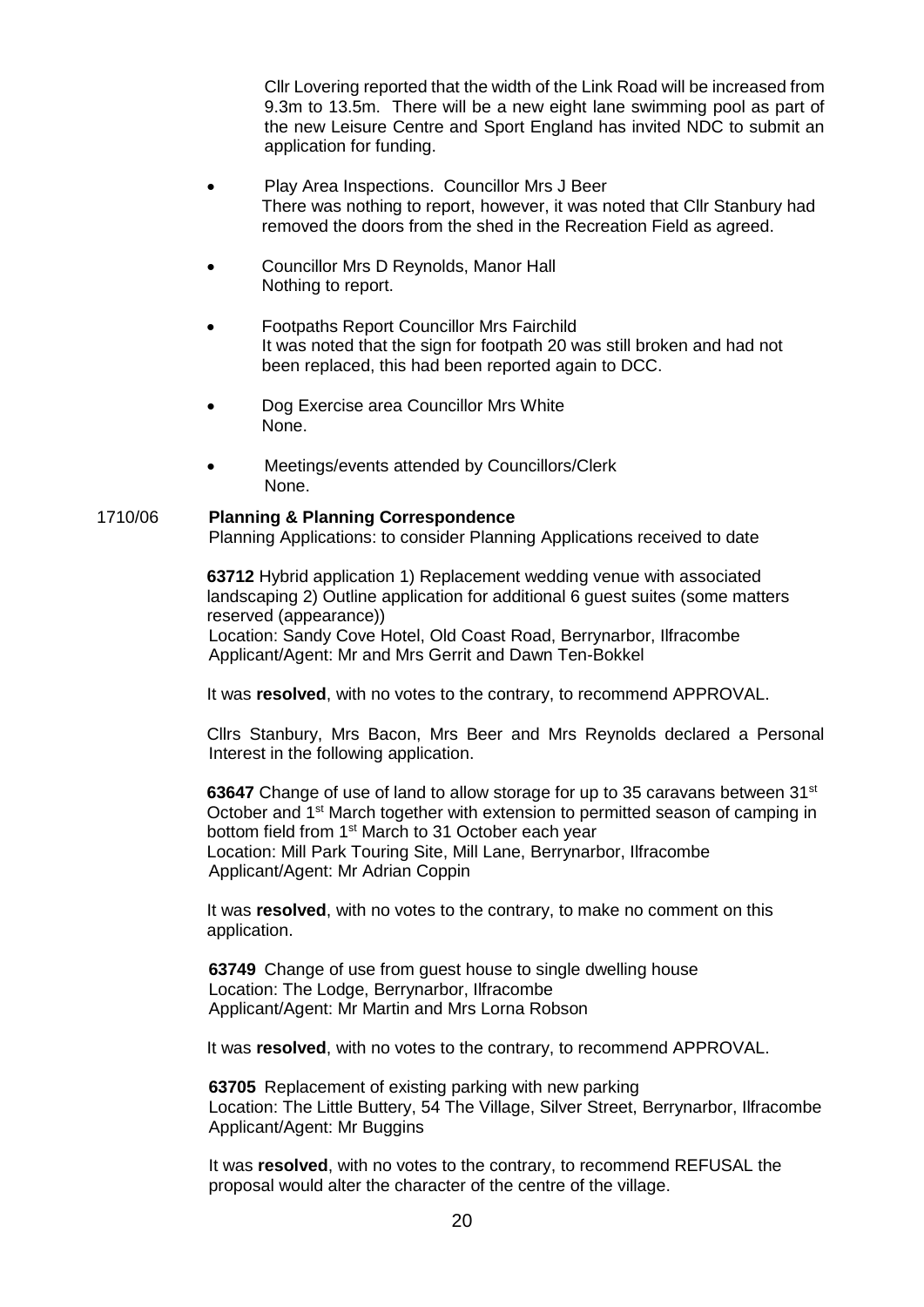Cllr Lovering reported that the width of the Link Road will be increased from 9.3m to 13.5m. There will be a new eight lane swimming pool as part of the new Leisure Centre and Sport England has invited NDC to submit an application for funding.

- Play Area Inspections. Councillor Mrs J Beer
  There was nothing to report, however, it was noted that Cllr Stanbury had removed the doors from the shed in the Recreation Field as agreed.

- Councillor Mrs D Reynolds, Manor Hall
  Nothing to report.

- Footpaths Report Councillor Mrs Fairchild
  It was noted that the sign for footpath 20 was still broken and had not been replaced, this had been reported again to DCC.

- Dog Exercise area Councillor Mrs White
  None.

- Meetings/events attended by Councillors/Clerk
  None.

1710/06 **Planning & Planning Correspondence**

Planning Applications: to consider Planning Applications received to date

**63712** Hybrid application 1) Replacement wedding venue with associated landscaping 2) Outline application for additional 6 guest suites (some matters reserved (appearance))
Location: Sandy Cove Hotel, Old Coast Road, Berrynarbor, Ilfracombe
Applicant/Agent: Mr and Mrs Gerrit and Dawn Ten-Bokkel

It was **resolved**, with no votes to the contrary, to recommend APPROVAL.

Cllrs Stanbury, Mrs Bacon, Mrs Beer and Mrs Reynolds declared a Personal Interest in the following application.

**63647** Change of use of land to allow storage for up to 35 caravans between 31st October and 1st March together with extension to permitted season of camping in bottom field from 1st March to 31 October each year
Location: Mill Park Touring Site, Mill Lane, Berrynarbor, Ilfracombe
Applicant/Agent: Mr Adrian Coppin

It was **resolved**, with no votes to the contrary, to make no comment on this application.

**63749** Change of use from guest house to single dwelling house
Location: The Lodge, Berrynarbor, Ilfracombe
Applicant/Agent: Mr Martin and Mrs Lorna Robson

It was **resolved**, with no votes to the contrary, to recommend APPROVAL.

**63705** Replacement of existing parking with new parking
Location: The Little Buttery, 54 The Village, Silver Street, Berrynarbor, Ilfracombe
Applicant/Agent: Mr Buggins

It was **resolved**, with no votes to the contrary, to recommend REFUSAL the proposal would alter the character of the centre of the village.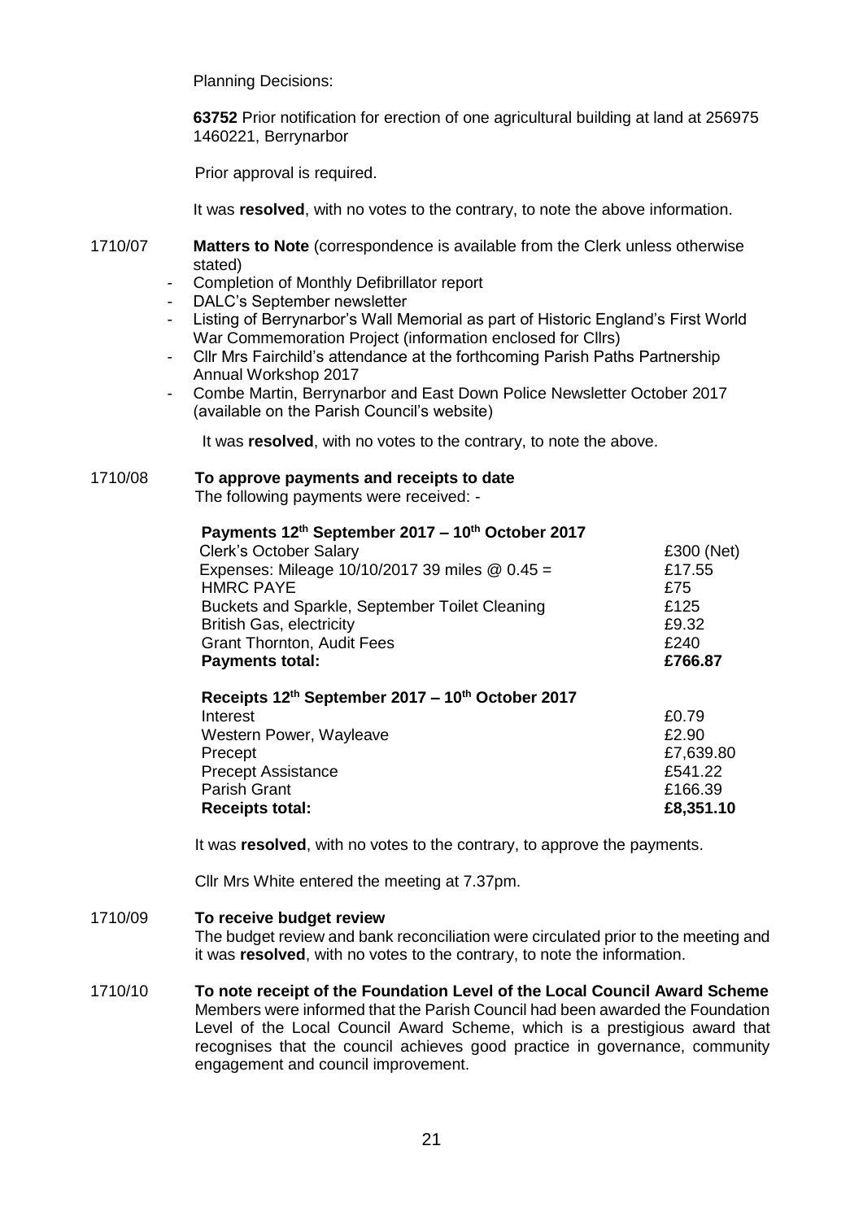Planning Decisions:

**63752** Prior notification for erection of one agricultural building at land at 256975 1460221, Berrynarbor

Prior approval is required.

It was **resolved**, with no votes to the contrary, to note the above information.

1710/07 **Matters to Note** (correspondence is available from the Clerk unless otherwise stated)

- Completion of Monthly Defibrillator report
- DALC's September newsletter
- Listing of Berrynarbor's Wall Memorial as part of Historic England's First World War Commemoration Project (information enclosed for Cllrs)
- Cllr Mrs Fairchild's attendance at the forthcoming Parish Paths Partnership Annual Workshop 2017
- Combe Martin, Berrynarbor and East Down Police Newsletter October 2017 (available on the Parish Council's website)

It was **resolved**, with no votes to the contrary, to note the above.

1710/08 **To approve payments and receipts to date**

The following payments were received: -

| **Payments 12th September 2017 – 10th October 2017** | |
|---|---|
| Clerk's October Salary | £300 (Net) |
| Expenses: Mileage 10/10/2017 39 miles @ 0.45 = | £17.55 |
| HMRC PAYE | £75 |
| Buckets and Sparkle, September Toilet Cleaning | £125 |
| British Gas, electricity | £9.32 |
| Grant Thornton, Audit Fees | £240 |
| **Payments total:** | **£766.87** |

| **Receipts 12th September 2017 – 10th October 2017** | |
|---|---|
| Interest | £0.79 |
| Western Power, Wayleave | £2.90 |
| Precept | £7,639.80 |
| Precept Assistance | £541.22 |
| Parish Grant | £166.39 |
| **Receipts total:** | **£8,351.10** |

It was **resolved**, with no votes to the contrary, to approve the payments.

Cllr Mrs White entered the meeting at 7.37pm.

1710/09 **To receive budget review**

The budget review and bank reconciliation were circulated prior to the meeting and it was **resolved**, with no votes to the contrary, to note the information.

1710/10 **To note receipt of the Foundation Level of the Local Council Award Scheme**

Members were informed that the Parish Council had been awarded the Foundation Level of the Local Council Award Scheme, which is a prestigious award that recognises that the council achieves good practice in governance, community engagement and council improvement.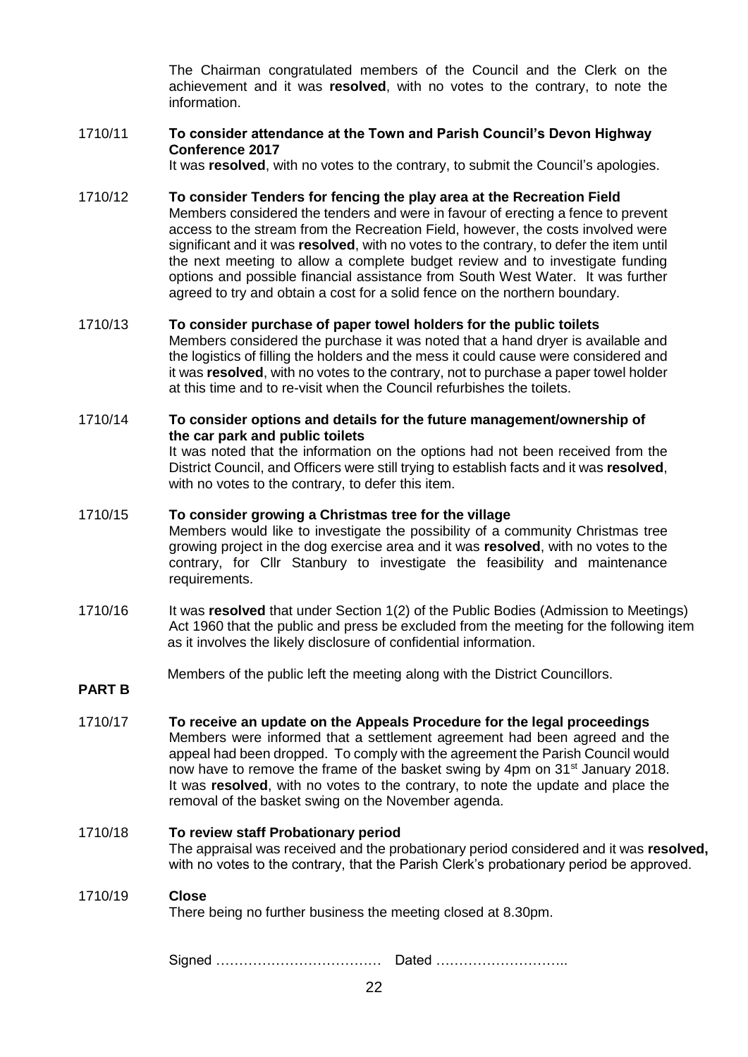The Chairman congratulated members of the Council and the Clerk on the achievement and it was **resolved**, with no votes to the contrary, to note the information.

1710/11 **To consider attendance at the Town and Parish Council's Devon Highway Conference 2017**
It was **resolved**, with no votes to the contrary, to submit the Council's apologies.

1710/12 **To consider Tenders for fencing the play area at the Recreation Field**
Members considered the tenders and were in favour of erecting a fence to prevent access to the stream from the Recreation Field, however, the costs involved were significant and it was **resolved**, with no votes to the contrary, to defer the item until the next meeting to allow a complete budget review and to investigate funding options and possible financial assistance from South West Water. It was further agreed to try and obtain a cost for a solid fence on the northern boundary.

1710/13 **To consider purchase of paper towel holders for the public toilets**
Members considered the purchase it was noted that a hand dryer is available and the logistics of filling the holders and the mess it could cause were considered and it was **resolved**, with no votes to the contrary, not to purchase a paper towel holder at this time and to re-visit when the Council refurbishes the toilets.

1710/14 **To consider options and details for the future management/ownership of the car park and public toilets**
It was noted that the information on the options had not been received from the District Council, and Officers were still trying to establish facts and it was **resolved**, with no votes to the contrary, to defer this item.

1710/15 **To consider growing a Christmas tree for the village**
Members would like to investigate the possibility of a community Christmas tree growing project in the dog exercise area and it was **resolved**, with no votes to the contrary, for Cllr Stanbury to investigate the feasibility and maintenance requirements.

1710/16 It was **resolved** that under Section 1(2) of the Public Bodies (Admission to Meetings) Act 1960 that the public and press be excluded from the meeting for the following item as it involves the likely disclosure of confidential information.

Members of the public left the meeting along with the District Councillors.

**PART B**

1710/17 **To receive an update on the Appeals Procedure for the legal proceedings**
Members were informed that a settlement agreement had been agreed and the appeal had been dropped. To comply with the agreement the Parish Council would now have to remove the frame of the basket swing by 4pm on 31st January 2018. It was **resolved**, with no votes to the contrary, to note the update and place the removal of the basket swing on the November agenda.

1710/18 **To review staff Probationary period**
The appraisal was received and the probationary period considered and it was **resolved,** with no votes to the contrary, that the Parish Clerk's probationary period be approved.

1710/19 **Close**
There being no further business the meeting closed at 8.30pm.

Signed ……………………………… Dated ………………………..